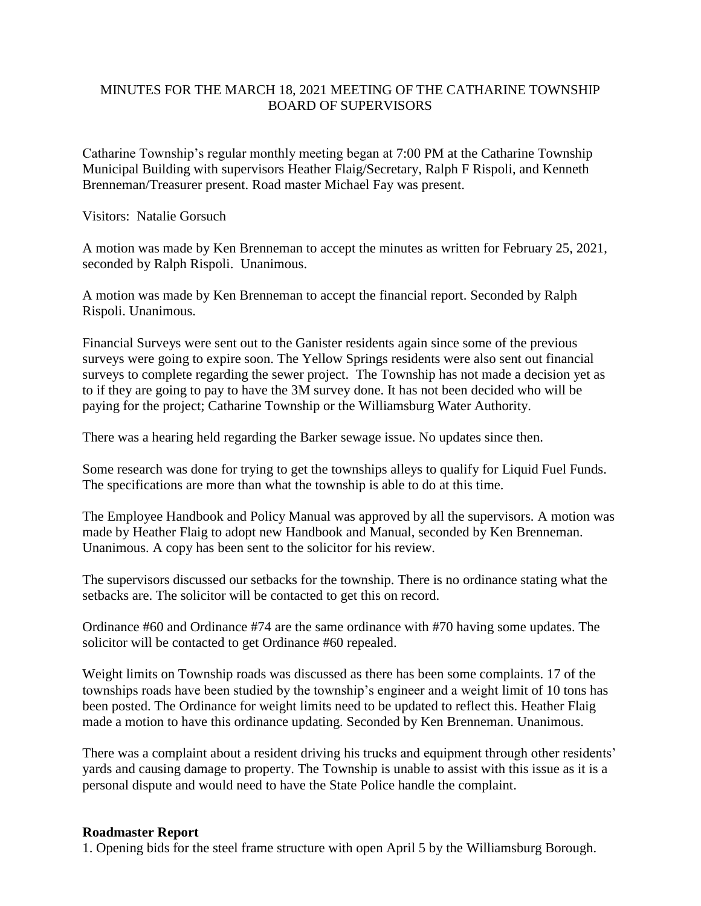# MINUTES FOR THE MARCH 18, 2021 MEETING OF THE CATHARINE TOWNSHIP BOARD OF SUPERVISORS

Catharine Township's regular monthly meeting began at 7:00 PM at the Catharine Township Municipal Building with supervisors Heather Flaig/Secretary, Ralph F Rispoli, and Kenneth Brenneman/Treasurer present. Road master Michael Fay was present.

Visitors: Natalie Gorsuch

A motion was made by Ken Brenneman to accept the minutes as written for February 25, 2021, seconded by Ralph Rispoli. Unanimous.

A motion was made by Ken Brenneman to accept the financial report. Seconded by Ralph Rispoli. Unanimous.

Financial Surveys were sent out to the Ganister residents again since some of the previous surveys were going to expire soon. The Yellow Springs residents were also sent out financial surveys to complete regarding the sewer project. The Township has not made a decision yet as to if they are going to pay to have the 3M survey done. It has not been decided who will be paying for the project; Catharine Township or the Williamsburg Water Authority.

There was a hearing held regarding the Barker sewage issue. No updates since then.

Some research was done for trying to get the townships alleys to qualify for Liquid Fuel Funds. The specifications are more than what the township is able to do at this time.

The Employee Handbook and Policy Manual was approved by all the supervisors. A motion was made by Heather Flaig to adopt new Handbook and Manual, seconded by Ken Brenneman. Unanimous. A copy has been sent to the solicitor for his review.

The supervisors discussed our setbacks for the township. There is no ordinance stating what the setbacks are. The solicitor will be contacted to get this on record.

Ordinance #60 and Ordinance #74 are the same ordinance with #70 having some updates. The solicitor will be contacted to get Ordinance #60 repealed.

Weight limits on Township roads was discussed as there has been some complaints. 17 of the townships roads have been studied by the township's engineer and a weight limit of 10 tons has been posted. The Ordinance for weight limits need to be updated to reflect this. Heather Flaig made a motion to have this ordinance updating. Seconded by Ken Brenneman. Unanimous.

There was a complaint about a resident driving his trucks and equipment through other residents' yards and causing damage to property. The Township is unable to assist with this issue as it is a personal dispute and would need to have the State Police handle the complaint.

**Roadmaster Report**

1. Opening bids for the steel frame structure with open April 5 by the Williamsburg Borough.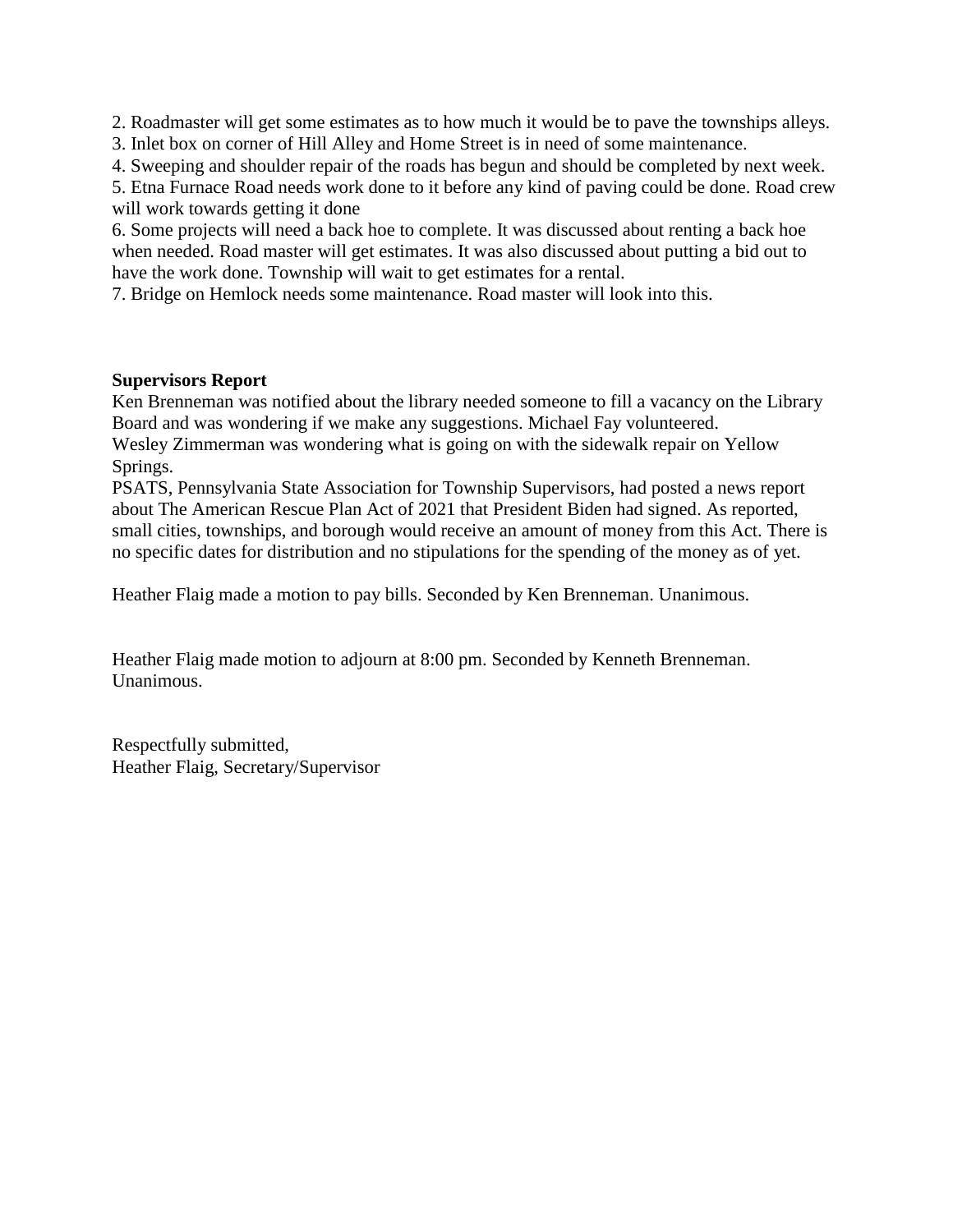2. Roadmaster will get some estimates as to how much it would be to pave the townships alleys.
3. Inlet box on corner of Hill Alley and Home Street is in need of some maintenance.
4. Sweeping and shoulder repair of the roads has begun and should be completed by next week.
5. Etna Furnace Road needs work done to it before any kind of paving could be done. Road crew will work towards getting it done
6. Some projects will need a back hoe to complete. It was discussed about renting a back hoe when needed. Road master will get estimates. It was also discussed about putting a bid out to have the work done. Township will wait to get estimates for a rental.
7. Bridge on Hemlock needs some maintenance. Road master will look into this.

**Supervisors Report**

Ken Brenneman was notified about the library needed someone to fill a vacancy on the Library Board and was wondering if we make any suggestions. Michael Fay volunteered.
Wesley Zimmerman was wondering what is going on with the sidewalk repair on Yellow Springs.
PSATS, Pennsylvania State Association for Township Supervisors, had posted a news report about The American Rescue Plan Act of 2021 that President Biden had signed. As reported, small cities, townships, and borough would receive an amount of money from this Act. There is no specific dates for distribution and no stipulations for the spending of the money as of yet.

Heather Flaig made a motion to pay bills. Seconded by Ken Brenneman. Unanimous.

Heather Flaig made motion to adjourn at 8:00 pm. Seconded by Kenneth Brenneman. Unanimous.

Respectfully submitted,
Heather Flaig, Secretary/Supervisor